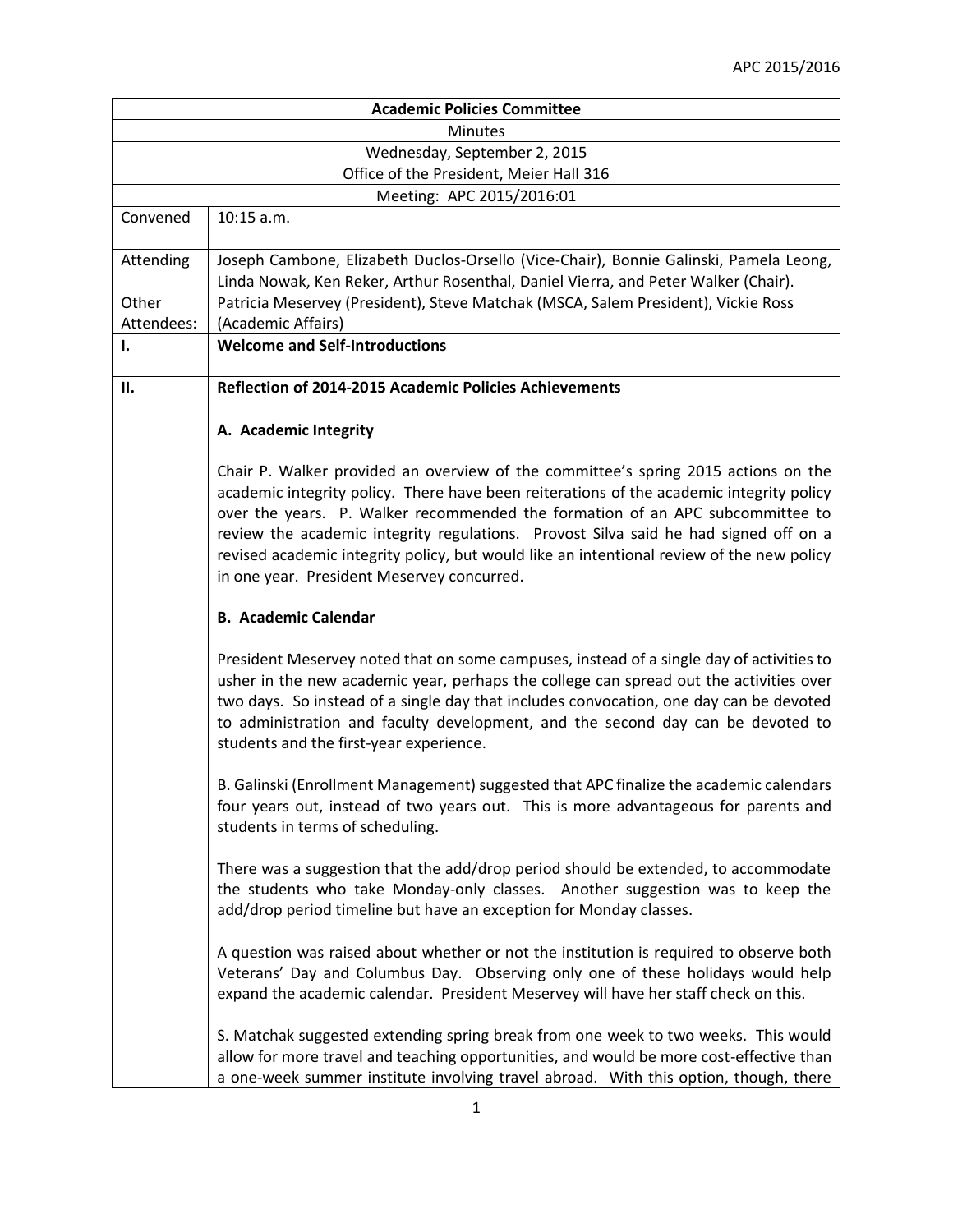| Academic Policies Committee | |
|---|---|
| Minutes | |
| Wednesday, September 2, 2015 | |
| Office of the President, Meier Hall 316 | |
| Meeting: APC 2015/2016:01 | |
| Convened | 10:15 a.m. |
| Attending | Joseph Cambone, Elizabeth Duclos-Orsello (Vice-Chair), Bonnie Galinski, Pamela Leong, Linda Nowak, Ken Reker, Arthur Rosenthal, Daniel Vierra, and Peter Walker (Chair). |
| Other Attendees: | Patricia Meservey (President), Steve Matchak (MSCA, Salem President), Vickie Ross (Academic Affairs) |
| **I.** | **Welcome and Self-Introductions** |
| **II.** | **Reflection of 2014-2015 Academic Policies Achievements**<br><br>**A. Academic Integrity**<br><br>Chair P. Walker provided an overview of the committee's spring 2015 actions on the academic integrity policy. There have been reiterations of the academic integrity policy over the years. P. Walker recommended the formation of an APC subcommittee to review the academic integrity regulations. Provost Silva said he had signed off on a revised academic integrity policy, but would like an intentional review of the new policy in one year. President Meservey concurred.<br><br>**B. Academic Calendar**<br><br>President Meservey noted that on some campuses, instead of a single day of activities to usher in the new academic year, perhaps the college can spread out the activities over two days. So instead of a single day that includes convocation, one day can be devoted to administration and faculty development, and the second day can be devoted to students and the first-year experience.<br><br>B. Galinski (Enrollment Management) suggested that APC finalize the academic calendars four years out, instead of two years out. This is more advantageous for parents and students in terms of scheduling.<br><br>There was a suggestion that the add/drop period should be extended, to accommodate the students who take Monday-only classes. Another suggestion was to keep the add/drop period timeline but have an exception for Monday classes.<br><br>A question was raised about whether or not the institution is required to observe both Veterans' Day and Columbus Day. Observing only one of these holidays would help expand the academic calendar. President Meservey will have her staff check on this.<br><br>S. Matchak suggested extending spring break from one week to two weeks. This would allow for more travel and teaching opportunities, and would be more cost-effective than a one-week summer institute involving travel abroad. With this option, though, there |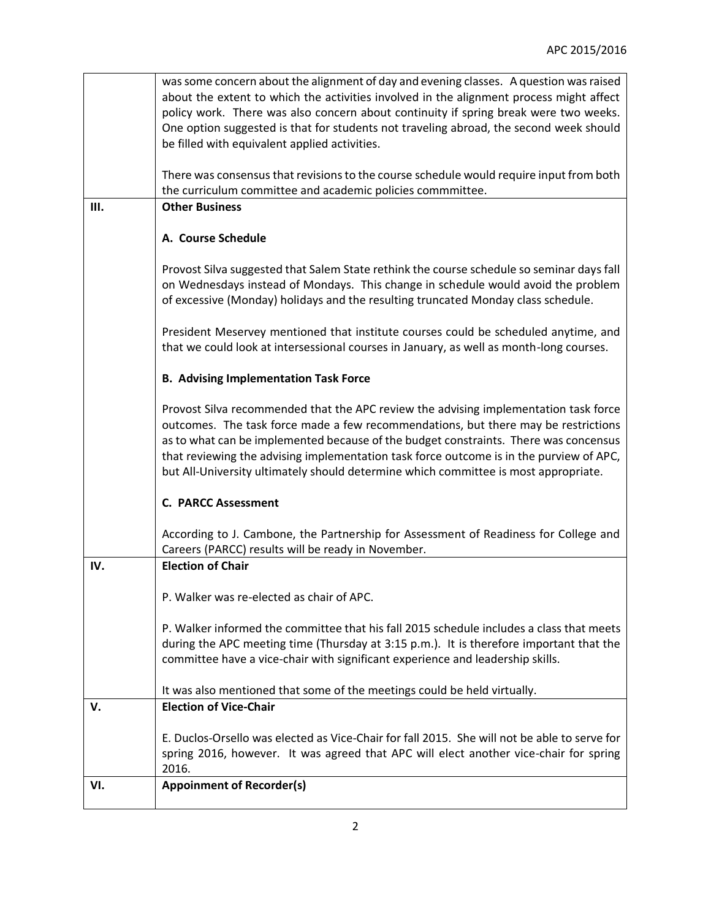| | |
|---|---|
| | was some concern about the alignment of day and evening classes. A question was raised about the extent to which the activities involved in the alignment process might affect policy work. There was also concern about continuity if spring break were two weeks. One option suggested is that for students not traveling abroad, the second week should be filled with equivalent applied activities.<br><br>There was consensus that revisions to the course schedule would require input from both the curriculum committee and academic policies commmittee. |
| **III.** | **Other Business**<br><br>**A. Course Schedule**<br><br>Provost Silva suggested that Salem State rethink the course schedule so seminar days fall on Wednesdays instead of Mondays. This change in schedule would avoid the problem of excessive (Monday) holidays and the resulting truncated Monday class schedule.<br><br>President Meservey mentioned that institute courses could be scheduled anytime, and that we could look at intersessional courses in January, as well as month-long courses.<br><br>**B. Advising Implementation Task Force**<br><br>Provost Silva recommended that the APC review the advising implementation task force outcomes. The task force made a few recommendations, but there may be restrictions as to what can be implemented because of the budget constraints. There was concensus that reviewing the advising implementation task force outcome is in the purview of APC, but All-University ultimately should determine which committee is most appropriate.<br><br>**C. PARCC Assessment**<br><br>According to J. Cambone, the Partnership for Assessment of Readiness for College and Careers (PARCC) results will be ready in November. |
| **IV.** | **Election of Chair**<br><br>P. Walker was re-elected as chair of APC.<br><br>P. Walker informed the committee that his fall 2015 schedule includes a class that meets during the APC meeting time (Thursday at 3:15 p.m.). It is therefore important that the committee have a vice-chair with significant experience and leadership skills.<br><br>It was also mentioned that some of the meetings could be held virtually. |
| **V.** | **Election of Vice-Chair**<br><br>E. Duclos-Orsello was elected as Vice-Chair for fall 2015. She will not be able to serve for spring 2016, however. It was agreed that APC will elect another vice-chair for spring 2016. |
| **VI.** | **Appoinment of Recorder(s)** |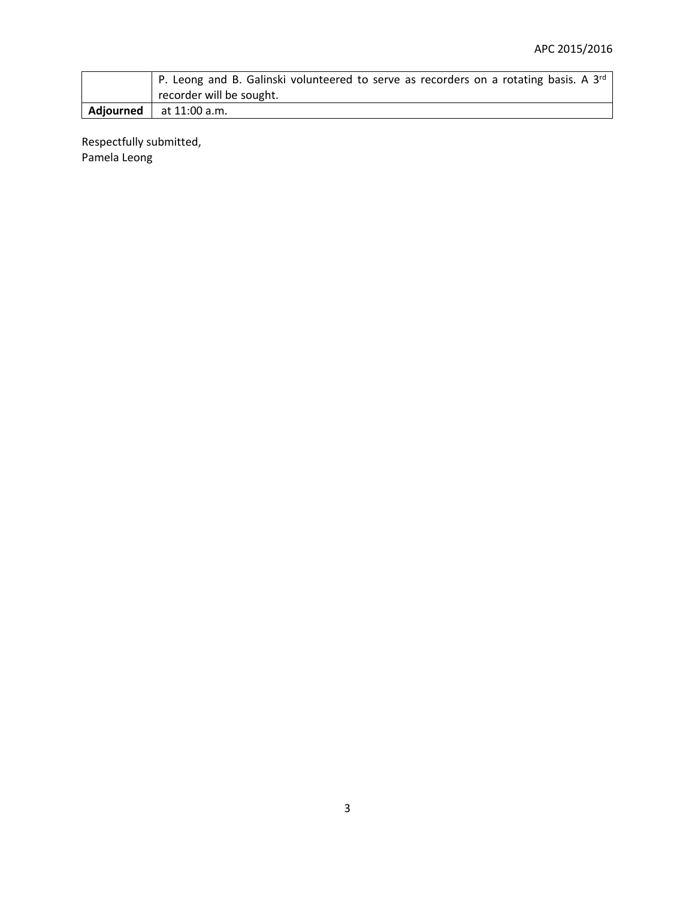| | |
|---|---|
| | P. Leong and B. Galinski volunteered to serve as recorders on a rotating basis. A 3rd recorder will be sought. |
| **Adjourned** | at 11:00 a.m. |

Respectfully submitted,
Pamela Leong